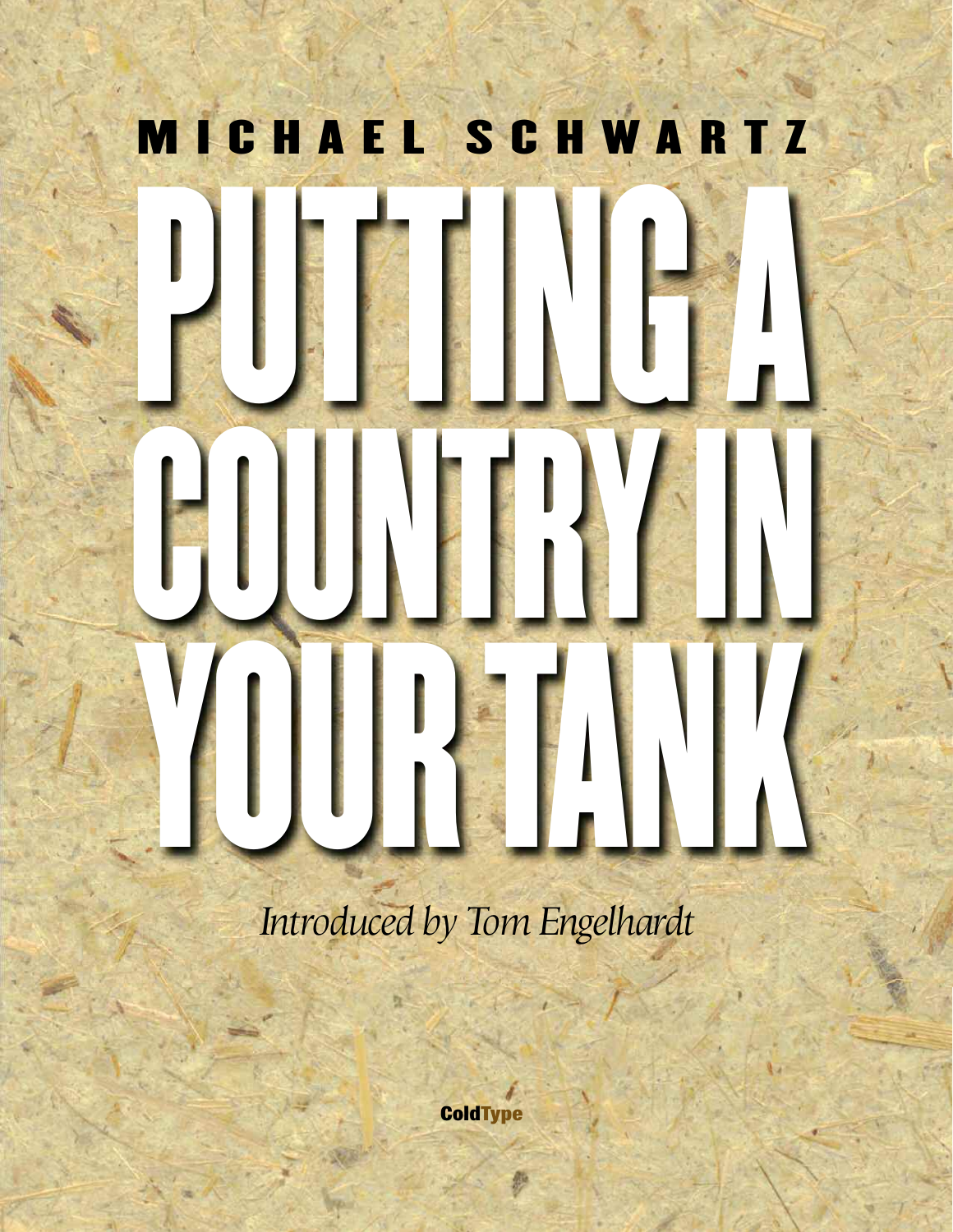MICHAEL SCHWARTZ

# PUTTING A COUNTRY IN YOUR TANK

*Introduced by Tom Engelhardt*

ColdType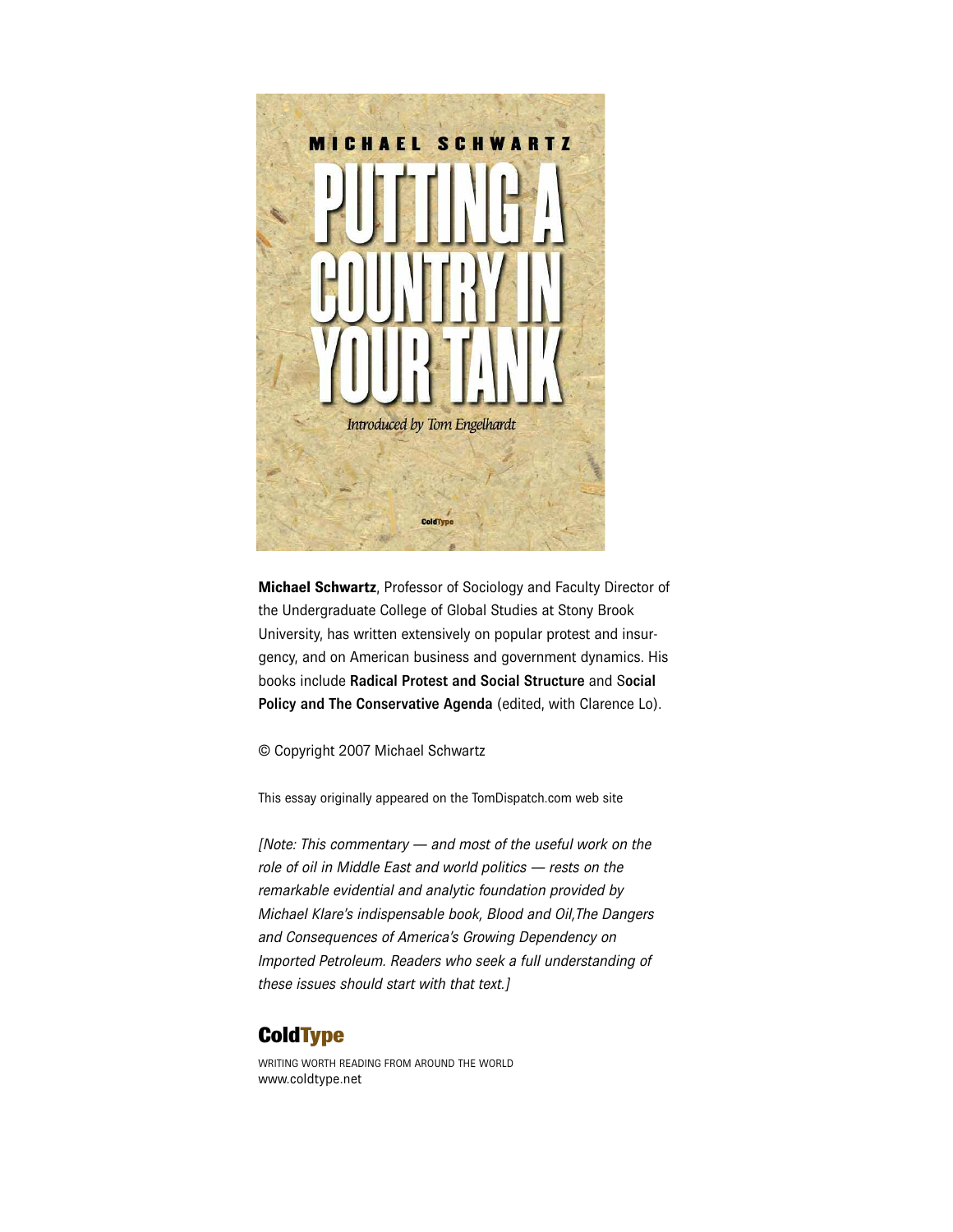MICHAEL SCHWARTZ

# PUTTING A COUNTRY IN YOUR TANK

*Introduced by Tom Engelhardt*

ColdType

**Michael Schwartz**, Professor of Sociology and Faculty Director of the Undergraduate College of Global Studies at Stony Brook University, has written extensively on popular protest and insurgency, and on American business and government dynamics. His books include **Radical Protest and Social Structure** and S**ocial Policy and The Conservative Agenda** (edited, with Clarence Lo).

© Copyright 2007 Michael Schwartz

This essay originally appeared on the TomDispatch.com web site

*[Note: This commentary — and most of the useful work on the role of oil in Middle East and world politics — rests on the remarkable evidential and analytic foundation provided by Michael Klare's indispensable book, Blood and Oil,The Dangers and Consequences of America's Growing Dependency on Imported Petroleum. Readers who seek a full understanding of these issues should start with that text.]*

**ColdType**

WRITING WORTH READING FROM AROUND THE WORLD
www.coldtype.net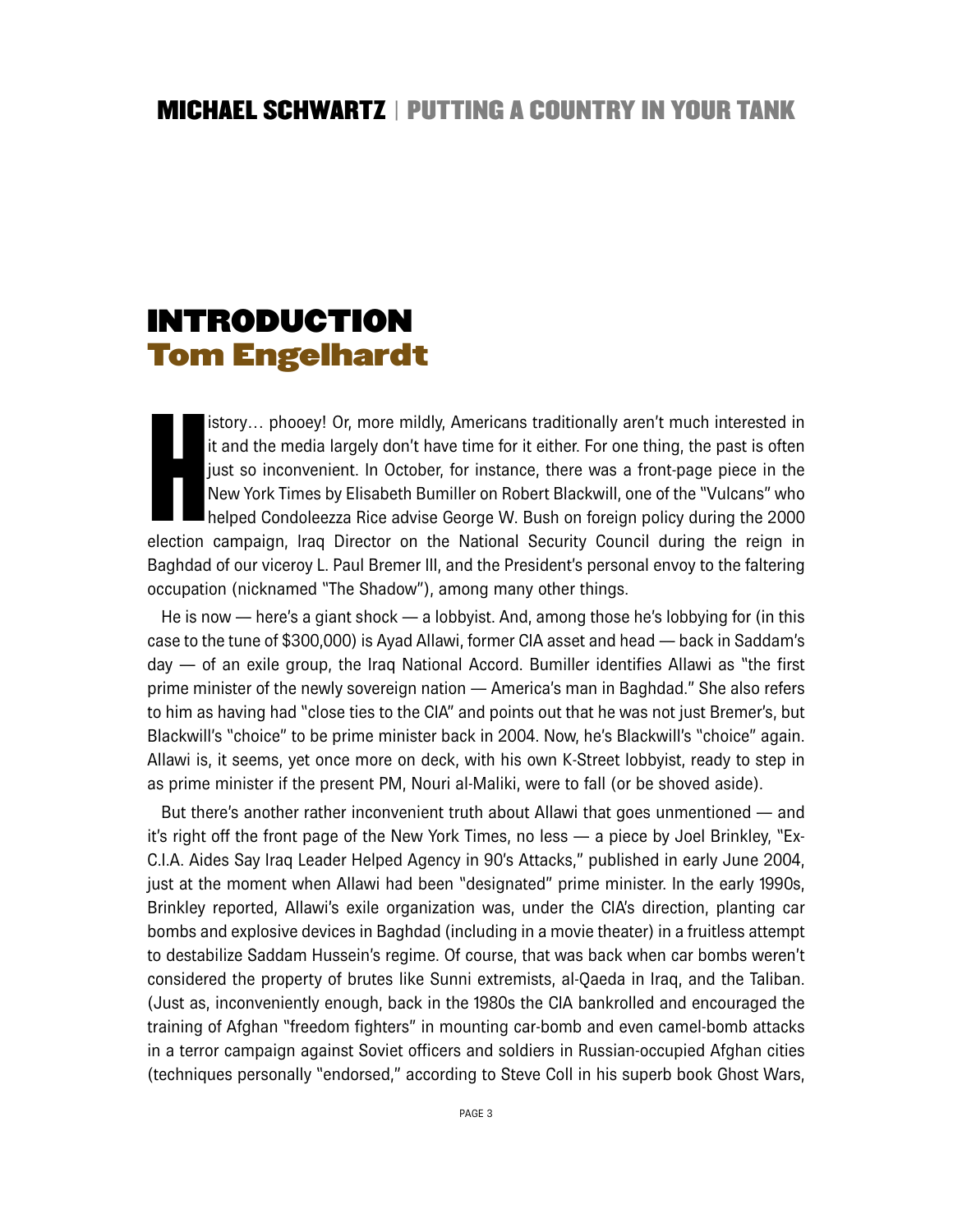# INTRODUCTION
## Tom Engelhardt

History… phooey! Or, more mildly, Americans traditionally aren't much interested in it and the media largely don't have time for it either. For one thing, the past is often just so inconvenient. In October, for instance, there was a front-page piece in the New York Times by Elisabeth Bumiller on Robert Blackwill, one of the "Vulcans" who helped Condoleezza Rice advise George W. Bush on foreign policy during the 2000 election campaign, Iraq Director on the National Security Council during the reign in Baghdad of our viceroy L. Paul Bremer III, and the President's personal envoy to the faltering occupation (nicknamed "The Shadow"), among many other things.

He is now — here's a giant shock — a lobbyist. And, among those he's lobbying for (in this case to the tune of $300,000) is Ayad Allawi, former CIA asset and head — back in Saddam's day — of an exile group, the Iraq National Accord. Bumiller identifies Allawi as "the first prime minister of the newly sovereign nation — America's man in Baghdad." She also refers to him as having had "close ties to the CIA" and points out that he was not just Bremer's, but Blackwill's "choice" to be prime minister back in 2004. Now, he's Blackwill's "choice" again. Allawi is, it seems, yet once more on deck, with his own K-Street lobbyist, ready to step in as prime minister if the present PM, Nouri al-Maliki, were to fall (or be shoved aside).

But there's another rather inconvenient truth about Allawi that goes unmentioned — and it's right off the front page of the New York Times, no less — a piece by Joel Brinkley, "Ex-C.I.A. Aides Say Iraq Leader Helped Agency in 90's Attacks," published in early June 2004, just at the moment when Allawi had been "designated" prime minister. In the early 1990s, Brinkley reported, Allawi's exile organization was, under the CIA's direction, planting car bombs and explosive devices in Baghdad (including in a movie theater) in a fruitless attempt to destabilize Saddam Hussein's regime. Of course, that was back when car bombs weren't considered the property of brutes like Sunni extremists, al-Qaeda in Iraq, and the Taliban. (Just as, inconveniently enough, back in the 1980s the CIA bankrolled and encouraged the training of Afghan "freedom fighters" in mounting car-bomb and even camel-bomb attacks in a terror campaign against Soviet officers and soldiers in Russian-occupied Afghan cities (techniques personally "endorsed," according to Steve Coll in his superb book Ghost Wars,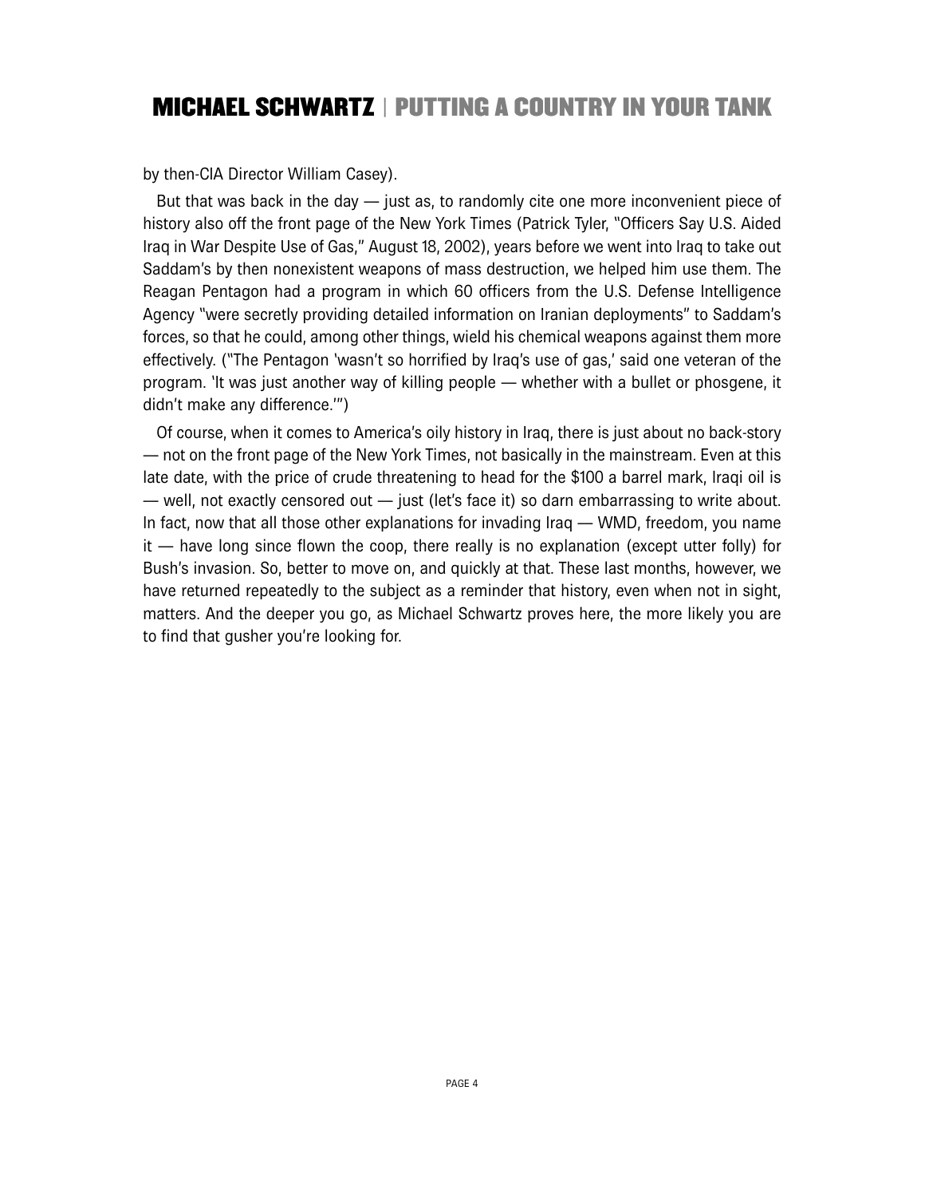by then-CIA Director William Casey).

But that was back in the day — just as, to randomly cite one more inconvenient piece of history also off the front page of the New York Times (Patrick Tyler, "Officers Say U.S. Aided Iraq in War Despite Use of Gas," August 18, 2002), years before we went into Iraq to take out Saddam's by then nonexistent weapons of mass destruction, we helped him use them. The Reagan Pentagon had a program in which 60 officers from the U.S. Defense Intelligence Agency "were secretly providing detailed information on Iranian deployments" to Saddam's forces, so that he could, among other things, wield his chemical weapons against them more effectively. ("The Pentagon 'wasn't so horrified by Iraq's use of gas,' said one veteran of the program. 'It was just another way of killing people — whether with a bullet or phosgene, it didn't make any difference.'")

Of course, when it comes to America's oily history in Iraq, there is just about no back-story — not on the front page of the New York Times, not basically in the mainstream. Even at this late date, with the price of crude threatening to head for the $100 a barrel mark, Iraqi oil is — well, not exactly censored out — just (let's face it) so darn embarrassing to write about. In fact, now that all those other explanations for invading Iraq — WMD, freedom, you name it — have long since flown the coop, there really is no explanation (except utter folly) for Bush's invasion. So, better to move on, and quickly at that. These last months, however, we have returned repeatedly to the subject as a reminder that history, even when not in sight, matters. And the deeper you go, as Michael Schwartz proves here, the more likely you are to find that gusher you're looking for.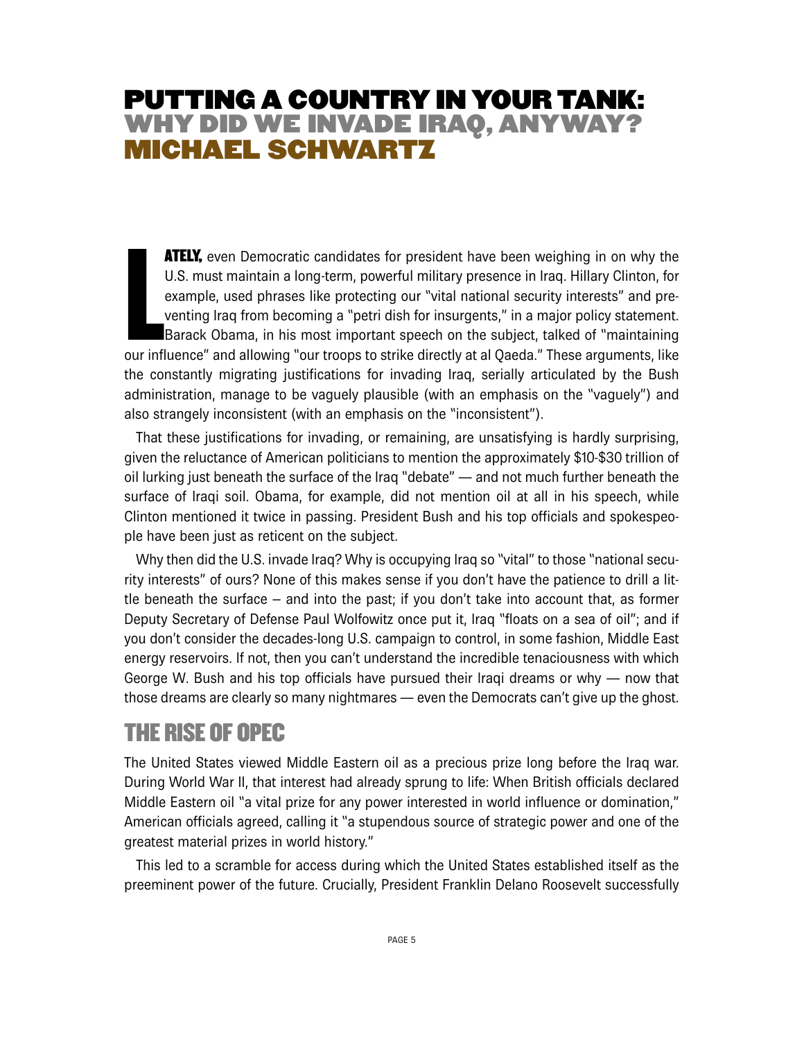# PUTTING A COUNTRY IN YOUR TANK: WHY DID WE INVADE IRAQ, ANYWAY? MICHAEL SCHWARTZ

**LATELY,** even Democratic candidates for president have been weighing in on why the U.S. must maintain a long-term, powerful military presence in Iraq. Hillary Clinton, for example, used phrases like protecting our "vital national security interests" and preventing Iraq from becoming a "petri dish for insurgents," in a major policy statement. Barack Obama, in his most important speech on the subject, talked of "maintaining our influence" and allowing "our troops to strike directly at al Qaeda." These arguments, like the constantly migrating justifications for invading Iraq, serially articulated by the Bush administration, manage to be vaguely plausible (with an emphasis on the "vaguely") and also strangely inconsistent (with an emphasis on the "inconsistent").

That these justifications for invading, or remaining, are unsatisfying is hardly surprising, given the reluctance of American politicians to mention the approximately $10-$30 trillion of oil lurking just beneath the surface of the Iraq "debate" — and not much further beneath the surface of Iraqi soil. Obama, for example, did not mention oil at all in his speech, while Clinton mentioned it twice in passing. President Bush and his top officials and spokespeople have been just as reticent on the subject.

Why then did the U.S. invade Iraq? Why is occupying Iraq so "vital" to those "national security interests" of ours? None of this makes sense if you don't have the patience to drill a little beneath the surface – and into the past; if you don't take into account that, as former Deputy Secretary of Defense Paul Wolfowitz once put it, Iraq "floats on a sea of oil"; and if you don't consider the decades-long U.S. campaign to control, in some fashion, Middle East energy reservoirs. If not, then you can't understand the incredible tenaciousness with which George W. Bush and his top officials have pursued their Iraqi dreams or why — now that those dreams are clearly so many nightmares — even the Democrats can't give up the ghost.

## THE RISE OF OPEC

The United States viewed Middle Eastern oil as a precious prize long before the Iraq war. During World War II, that interest had already sprung to life: When British officials declared Middle Eastern oil "a vital prize for any power interested in world influence or domination," American officials agreed, calling it "a stupendous source of strategic power and one of the greatest material prizes in world history."

This led to a scramble for access during which the United States established itself as the preeminent power of the future. Crucially, President Franklin Delano Roosevelt successfully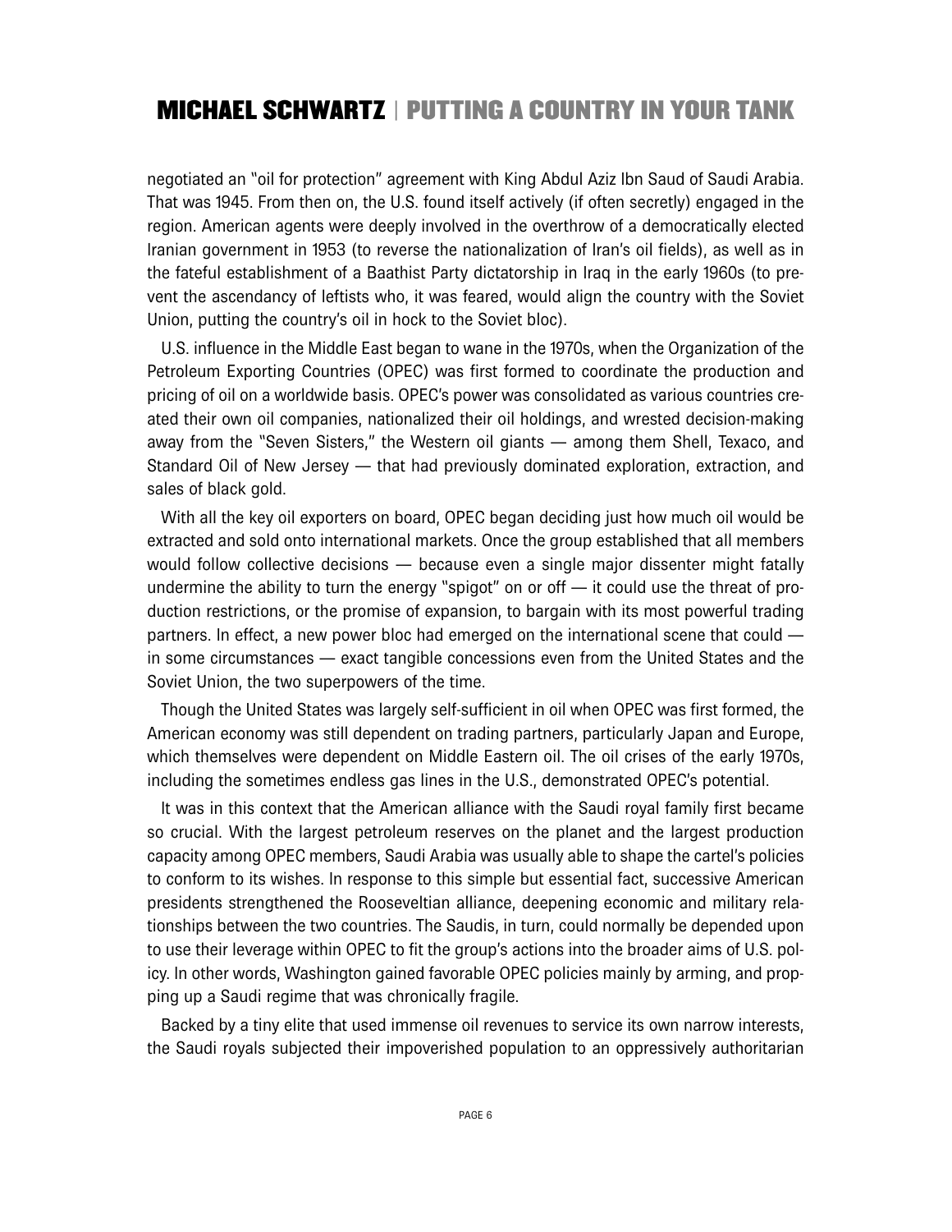negotiated an "oil for protection" agreement with King Abdul Aziz Ibn Saud of Saudi Arabia. That was 1945. From then on, the U.S. found itself actively (if often secretly) engaged in the region. American agents were deeply involved in the overthrow of a democratically elected Iranian government in 1953 (to reverse the nationalization of Iran's oil fields), as well as in the fateful establishment of a Baathist Party dictatorship in Iraq in the early 1960s (to prevent the ascendancy of leftists who, it was feared, would align the country with the Soviet Union, putting the country's oil in hock to the Soviet bloc).

U.S. influence in the Middle East began to wane in the 1970s, when the Organization of the Petroleum Exporting Countries (OPEC) was first formed to coordinate the production and pricing of oil on a worldwide basis. OPEC's power was consolidated as various countries created their own oil companies, nationalized their oil holdings, and wrested decision-making away from the "Seven Sisters," the Western oil giants — among them Shell, Texaco, and Standard Oil of New Jersey — that had previously dominated exploration, extraction, and sales of black gold.

With all the key oil exporters on board, OPEC began deciding just how much oil would be extracted and sold onto international markets. Once the group established that all members would follow collective decisions — because even a single major dissenter might fatally undermine the ability to turn the energy "spigot" on or off — it could use the threat of production restrictions, or the promise of expansion, to bargain with its most powerful trading partners. In effect, a new power bloc had emerged on the international scene that could — in some circumstances — exact tangible concessions even from the United States and the Soviet Union, the two superpowers of the time.

Though the United States was largely self-sufficient in oil when OPEC was first formed, the American economy was still dependent on trading partners, particularly Japan and Europe, which themselves were dependent on Middle Eastern oil. The oil crises of the early 1970s, including the sometimes endless gas lines in the U.S., demonstrated OPEC's potential.

It was in this context that the American alliance with the Saudi royal family first became so crucial. With the largest petroleum reserves on the planet and the largest production capacity among OPEC members, Saudi Arabia was usually able to shape the cartel's policies to conform to its wishes. In response to this simple but essential fact, successive American presidents strengthened the Rooseveltian alliance, deepening economic and military relationships between the two countries. The Saudis, in turn, could normally be depended upon to use their leverage within OPEC to fit the group's actions into the broader aims of U.S. policy. In other words, Washington gained favorable OPEC policies mainly by arming, and propping up a Saudi regime that was chronically fragile.

Backed by a tiny elite that used immense oil revenues to service its own narrow interests, the Saudi royals subjected their impoverished population to an oppressively authoritarian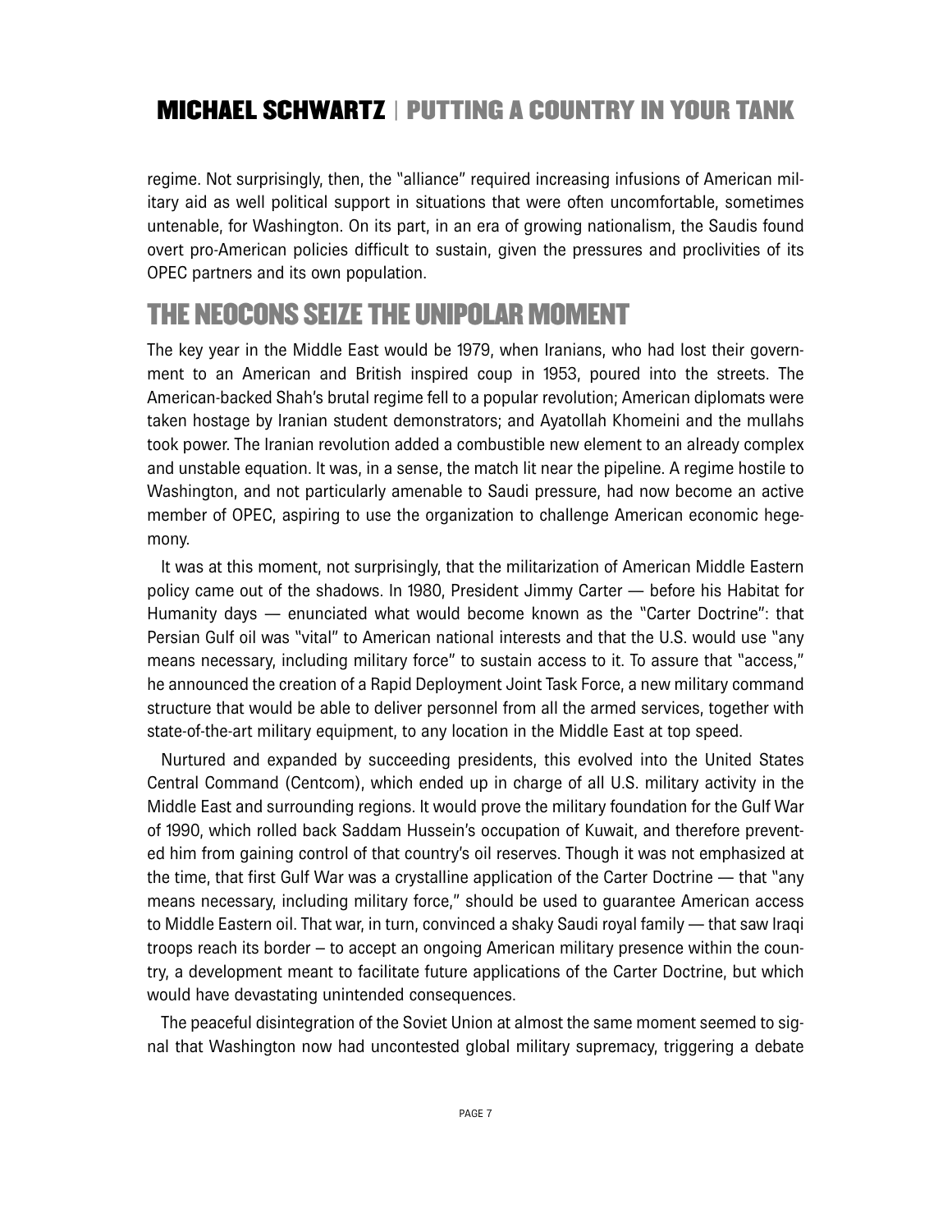regime. Not surprisingly, then, the "alliance" required increasing infusions of American military aid as well political support in situations that were often uncomfortable, sometimes untenable, for Washington. On its part, in an era of growing nationalism, the Saudis found overt pro-American policies difficult to sustain, given the pressures and proclivities of its OPEC partners and its own population.

## THE NEOCONS SEIZE THE UNIPOLAR MOMENT

The key year in the Middle East would be 1979, when Iranians, who had lost their government to an American and British inspired coup in 1953, poured into the streets. The American-backed Shah's brutal regime fell to a popular revolution; American diplomats were taken hostage by Iranian student demonstrators; and Ayatollah Khomeini and the mullahs took power. The Iranian revolution added a combustible new element to an already complex and unstable equation. It was, in a sense, the match lit near the pipeline. A regime hostile to Washington, and not particularly amenable to Saudi pressure, had now become an active member of OPEC, aspiring to use the organization to challenge American economic hegemony.

It was at this moment, not surprisingly, that the militarization of American Middle Eastern policy came out of the shadows. In 1980, President Jimmy Carter — before his Habitat for Humanity days — enunciated what would become known as the "Carter Doctrine": that Persian Gulf oil was "vital" to American national interests and that the U.S. would use "any means necessary, including military force" to sustain access to it. To assure that "access," he announced the creation of a Rapid Deployment Joint Task Force, a new military command structure that would be able to deliver personnel from all the armed services, together with state-of-the-art military equipment, to any location in the Middle East at top speed.

Nurtured and expanded by succeeding presidents, this evolved into the United States Central Command (Centcom), which ended up in charge of all U.S. military activity in the Middle East and surrounding regions. It would prove the military foundation for the Gulf War of 1990, which rolled back Saddam Hussein's occupation of Kuwait, and therefore prevented him from gaining control of that country's oil reserves. Though it was not emphasized at the time, that first Gulf War was a crystalline application of the Carter Doctrine — that "any means necessary, including military force," should be used to guarantee American access to Middle Eastern oil. That war, in turn, convinced a shaky Saudi royal family — that saw Iraqi troops reach its border – to accept an ongoing American military presence within the country, a development meant to facilitate future applications of the Carter Doctrine, but which would have devastating unintended consequences.

The peaceful disintegration of the Soviet Union at almost the same moment seemed to signal that Washington now had uncontested global military supremacy, triggering a debate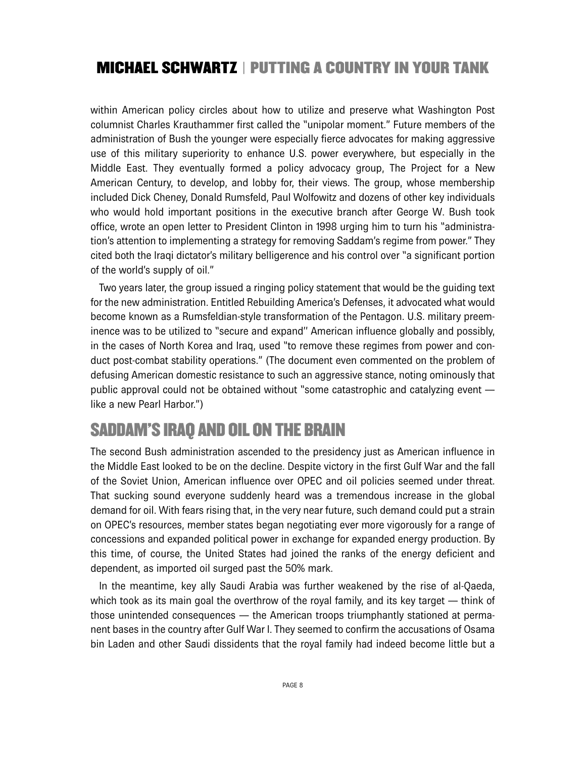within American policy circles about how to utilize and preserve what Washington Post columnist Charles Krauthammer first called the "unipolar moment." Future members of the administration of Bush the younger were especially fierce advocates for making aggressive use of this military superiority to enhance U.S. power everywhere, but especially in the Middle East. They eventually formed a policy advocacy group, The Project for a New American Century, to develop, and lobby for, their views. The group, whose membership included Dick Cheney, Donald Rumsfeld, Paul Wolfowitz and dozens of other key individuals who would hold important positions in the executive branch after George W. Bush took office, wrote an open letter to President Clinton in 1998 urging him to turn his "administration's attention to implementing a strategy for removing Saddam's regime from power." They cited both the Iraqi dictator's military belligerence and his control over "a significant portion of the world's supply of oil."

Two years later, the group issued a ringing policy statement that would be the guiding text for the new administration. Entitled Rebuilding America's Defenses, it advocated what would become known as a Rumsfeldian-style transformation of the Pentagon. U.S. military preeminence was to be utilized to "secure and expand'' American influence globally and possibly, in the cases of North Korea and Iraq, used "to remove these regimes from power and conduct post-combat stability operations." (The document even commented on the problem of defusing American domestic resistance to such an aggressive stance, noting ominously that public approval could not be obtained without "some catastrophic and catalyzing event — like a new Pearl Harbor.")

## SADDAM'S IRAQ AND OIL ON THE BRAIN

The second Bush administration ascended to the presidency just as American influence in the Middle East looked to be on the decline. Despite victory in the first Gulf War and the fall of the Soviet Union, American influence over OPEC and oil policies seemed under threat. That sucking sound everyone suddenly heard was a tremendous increase in the global demand for oil. With fears rising that, in the very near future, such demand could put a strain on OPEC's resources, member states began negotiating ever more vigorously for a range of concessions and expanded political power in exchange for expanded energy production. By this time, of course, the United States had joined the ranks of the energy deficient and dependent, as imported oil surged past the 50% mark.

In the meantime, key ally Saudi Arabia was further weakened by the rise of al-Qaeda, which took as its main goal the overthrow of the royal family, and its key target — think of those unintended consequences — the American troops triumphantly stationed at permanent bases in the country after Gulf War I. They seemed to confirm the accusations of Osama bin Laden and other Saudi dissidents that the royal family had indeed become little but a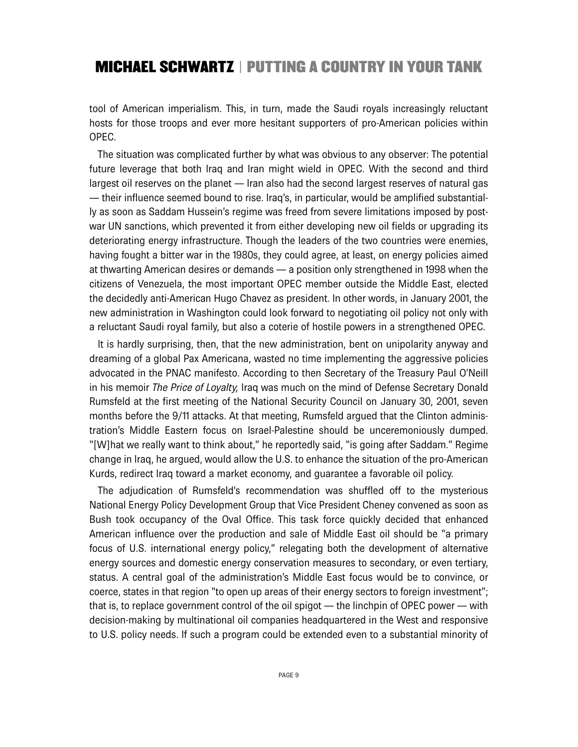tool of American imperialism. This, in turn, made the Saudi royals increasingly reluctant hosts for those troops and ever more hesitant supporters of pro-American policies within OPEC.

The situation was complicated further by what was obvious to any observer: The potential future leverage that both Iraq and Iran might wield in OPEC. With the second and third largest oil reserves on the planet — Iran also had the second largest reserves of natural gas — their influence seemed bound to rise. Iraq's, in particular, would be amplified substantially as soon as Saddam Hussein's regime was freed from severe limitations imposed by post-war UN sanctions, which prevented it from either developing new oil fields or upgrading its deteriorating energy infrastructure. Though the leaders of the two countries were enemies, having fought a bitter war in the 1980s, they could agree, at least, on energy policies aimed at thwarting American desires or demands — a position only strengthened in 1998 when the citizens of Venezuela, the most important OPEC member outside the Middle East, elected the decidedly anti-American Hugo Chavez as president. In other words, in January 2001, the new administration in Washington could look forward to negotiating oil policy not only with a reluctant Saudi royal family, but also a coterie of hostile powers in a strengthened OPEC.

It is hardly surprising, then, that the new administration, bent on unipolarity anyway and dreaming of a global Pax Americana, wasted no time implementing the aggressive policies advocated in the PNAC manifesto. According to then Secretary of the Treasury Paul O'Neill in his memoir *The Price of Loyalty,* Iraq was much on the mind of Defense Secretary Donald Rumsfeld at the first meeting of the National Security Council on January 30, 2001, seven months before the 9/11 attacks. At that meeting, Rumsfeld argued that the Clinton administration's Middle Eastern focus on Israel-Palestine should be unceremoniously dumped. "[W]hat we really want to think about," he reportedly said, "is going after Saddam." Regime change in Iraq, he argued, would allow the U.S. to enhance the situation of the pro-American Kurds, redirect Iraq toward a market economy, and guarantee a favorable oil policy.

The adjudication of Rumsfeld's recommendation was shuffled off to the mysterious National Energy Policy Development Group that Vice President Cheney convened as soon as Bush took occupancy of the Oval Office. This task force quickly decided that enhanced American influence over the production and sale of Middle East oil should be "a primary focus of U.S. international energy policy," relegating both the development of alternative energy sources and domestic energy conservation measures to secondary, or even tertiary, status. A central goal of the administration's Middle East focus would be to convince, or coerce, states in that region "to open up areas of their energy sectors to foreign investment"; that is, to replace government control of the oil spigot — the linchpin of OPEC power — with decision-making by multinational oil companies headquartered in the West and responsive to U.S. policy needs. If such a program could be extended even to a substantial minority of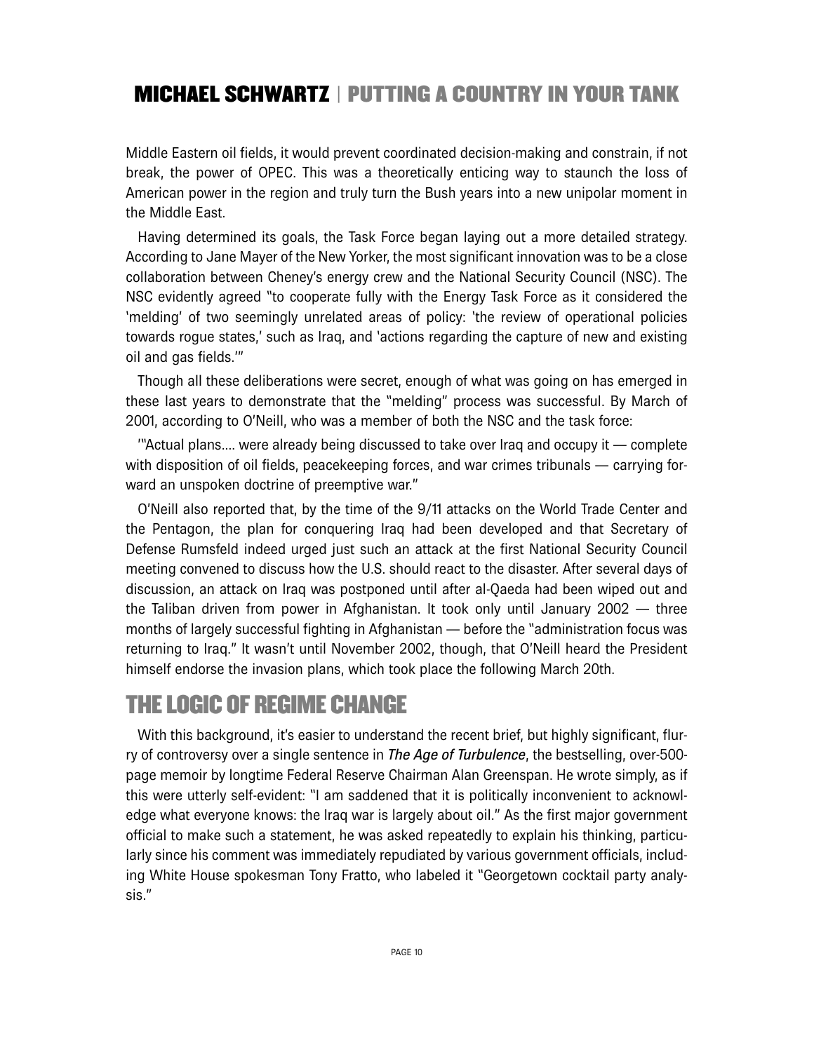Middle Eastern oil fields, it would prevent coordinated decision-making and constrain, if not break, the power of OPEC. This was a theoretically enticing way to staunch the loss of American power in the region and truly turn the Bush years into a new unipolar moment in the Middle East.

Having determined its goals, the Task Force began laying out a more detailed strategy. According to Jane Mayer of the New Yorker, the most significant innovation was to be a close collaboration between Cheney's energy crew and the National Security Council (NSC). The NSC evidently agreed "to cooperate fully with the Energy Task Force as it considered the 'melding' of two seemingly unrelated areas of policy: 'the review of operational policies towards rogue states,' such as Iraq, and 'actions regarding the capture of new and existing oil and gas fields.'"

Though all these deliberations were secret, enough of what was going on has emerged in these last years to demonstrate that the "melding" process was successful. By March of 2001, according to O'Neill, who was a member of both the NSC and the task force:

'"Actual plans.... were already being discussed to take over Iraq and occupy it — complete with disposition of oil fields, peacekeeping forces, and war crimes tribunals — carrying forward an unspoken doctrine of preemptive war."

O'Neill also reported that, by the time of the 9/11 attacks on the World Trade Center and the Pentagon, the plan for conquering Iraq had been developed and that Secretary of Defense Rumsfeld indeed urged just such an attack at the first National Security Council meeting convened to discuss how the U.S. should react to the disaster. After several days of discussion, an attack on Iraq was postponed until after al-Qaeda had been wiped out and the Taliban driven from power in Afghanistan. It took only until January 2002 — three months of largely successful fighting in Afghanistan — before the "administration focus was returning to Iraq." It wasn't until November 2002, though, that O'Neill heard the President himself endorse the invasion plans, which took place the following March 20th.

## THE LOGIC OF REGIME CHANGE

With this background, it's easier to understand the recent brief, but highly significant, flurry of controversy over a single sentence in ***The Age of Turbulence***, the bestselling, over-500-page memoir by longtime Federal Reserve Chairman Alan Greenspan. He wrote simply, as if this were utterly self-evident: "I am saddened that it is politically inconvenient to acknowledge what everyone knows: the Iraq war is largely about oil." As the first major government official to make such a statement, he was asked repeatedly to explain his thinking, particularly since his comment was immediately repudiated by various government officials, including White House spokesman Tony Fratto, who labeled it "Georgetown cocktail party analysis."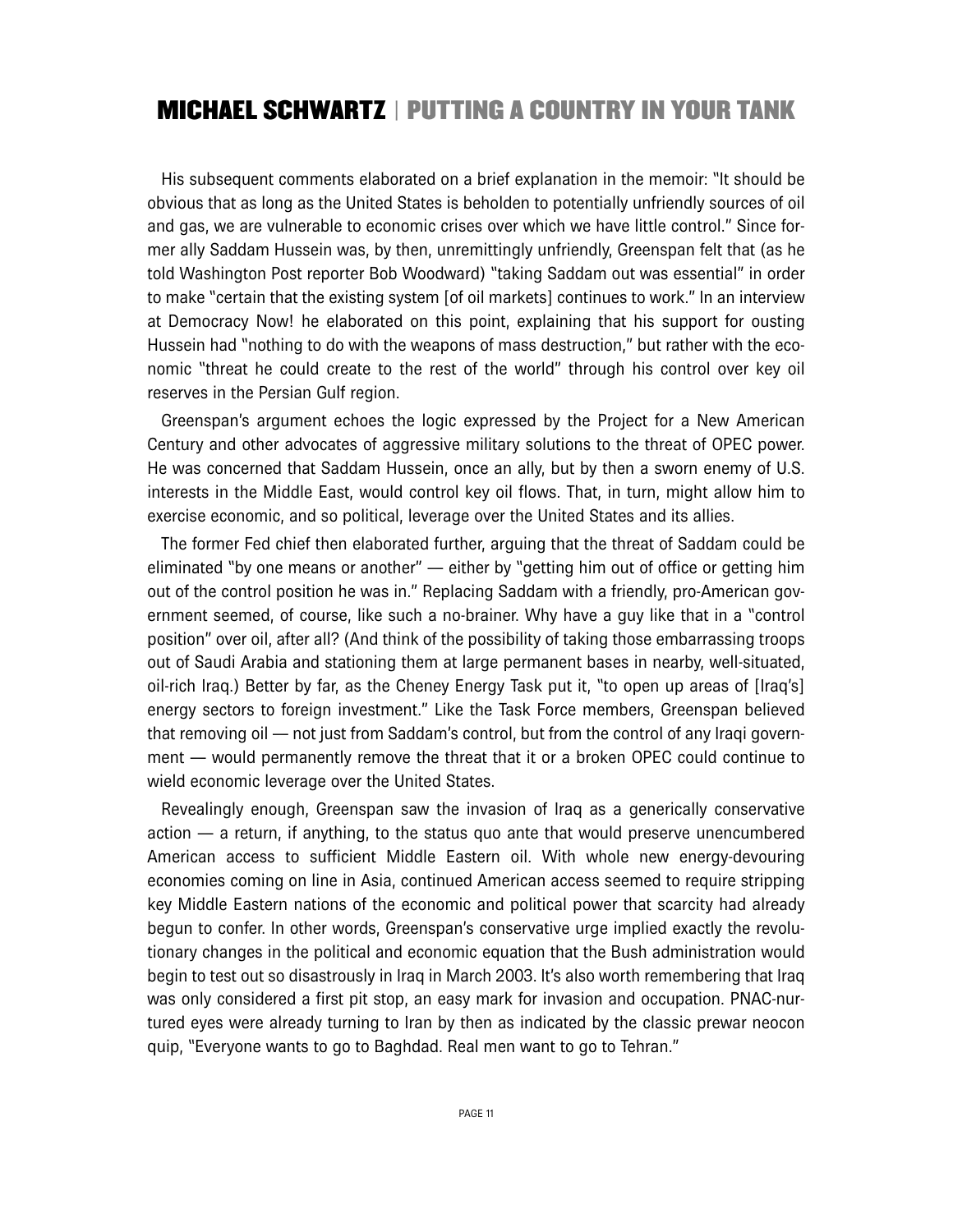His subsequent comments elaborated on a brief explanation in the memoir: "It should be obvious that as long as the United States is beholden to potentially unfriendly sources of oil and gas, we are vulnerable to economic crises over which we have little control." Since former ally Saddam Hussein was, by then, unremittingly unfriendly, Greenspan felt that (as he told Washington Post reporter Bob Woodward) "taking Saddam out was essential" in order to make "certain that the existing system [of oil markets] continues to work." In an interview at Democracy Now! he elaborated on this point, explaining that his support for ousting Hussein had "nothing to do with the weapons of mass destruction," but rather with the economic "threat he could create to the rest of the world" through his control over key oil reserves in the Persian Gulf region.

Greenspan's argument echoes the logic expressed by the Project for a New American Century and other advocates of aggressive military solutions to the threat of OPEC power. He was concerned that Saddam Hussein, once an ally, but by then a sworn enemy of U.S. interests in the Middle East, would control key oil flows. That, in turn, might allow him to exercise economic, and so political, leverage over the United States and its allies.

The former Fed chief then elaborated further, arguing that the threat of Saddam could be eliminated "by one means or another" — either by "getting him out of office or getting him out of the control position he was in." Replacing Saddam with a friendly, pro-American government seemed, of course, like such a no-brainer. Why have a guy like that in a "control position" over oil, after all? (And think of the possibility of taking those embarrassing troops out of Saudi Arabia and stationing them at large permanent bases in nearby, well-situated, oil-rich Iraq.) Better by far, as the Cheney Energy Task put it, "to open up areas of [Iraq's] energy sectors to foreign investment." Like the Task Force members, Greenspan believed that removing oil — not just from Saddam's control, but from the control of any Iraqi government — would permanently remove the threat that it or a broken OPEC could continue to wield economic leverage over the United States.

Revealingly enough, Greenspan saw the invasion of Iraq as a generically conservative action — a return, if anything, to the status quo ante that would preserve unencumbered American access to sufficient Middle Eastern oil. With whole new energy-devouring economies coming on line in Asia, continued American access seemed to require stripping key Middle Eastern nations of the economic and political power that scarcity had already begun to confer. In other words, Greenspan's conservative urge implied exactly the revolutionary changes in the political and economic equation that the Bush administration would begin to test out so disastrously in Iraq in March 2003. It's also worth remembering that Iraq was only considered a first pit stop, an easy mark for invasion and occupation. PNAC-nurtured eyes were already turning to Iran by then as indicated by the classic prewar neocon quip, "Everyone wants to go to Baghdad. Real men want to go to Tehran."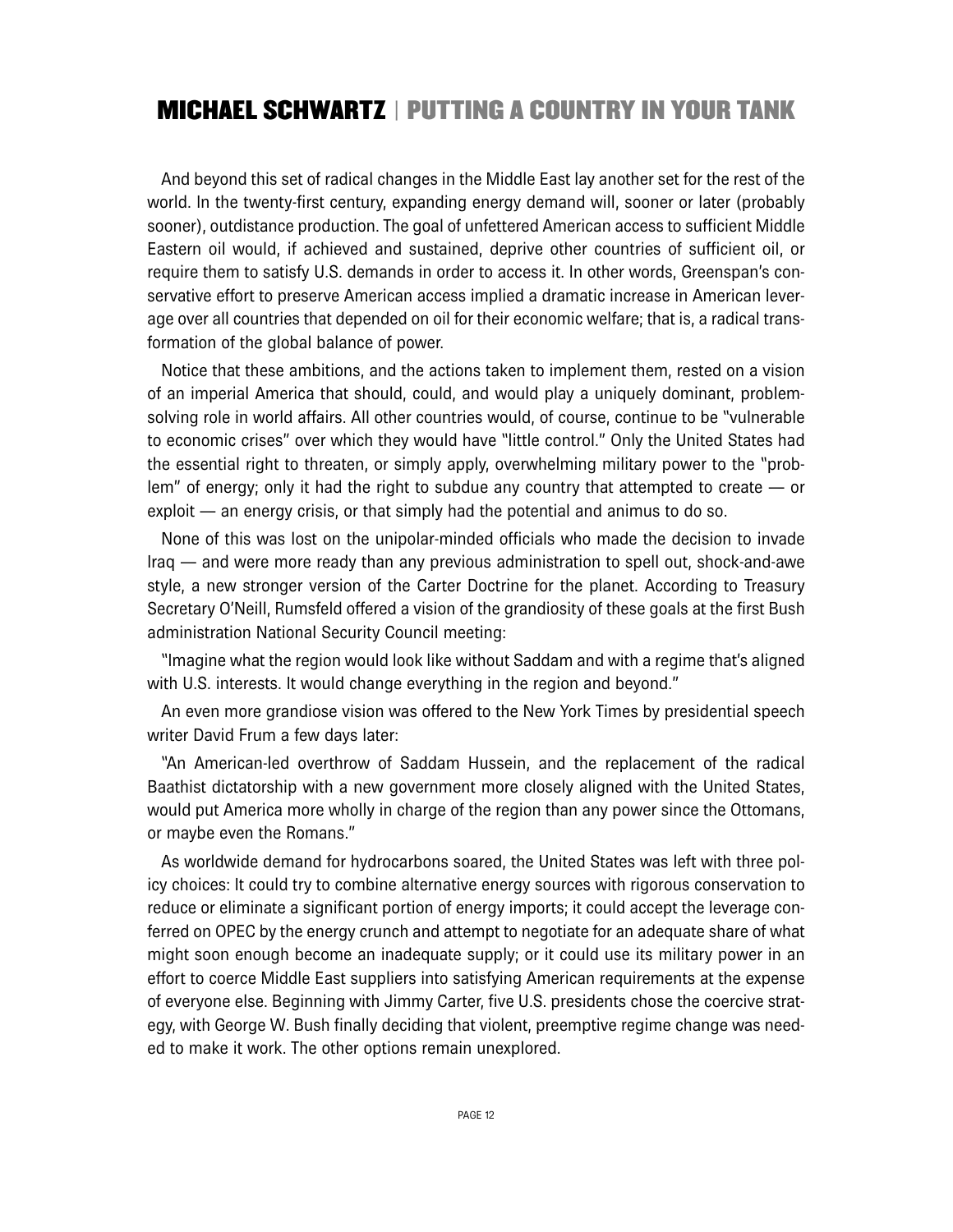And beyond this set of radical changes in the Middle East lay another set for the rest of the world. In the twenty-first century, expanding energy demand will, sooner or later (probably sooner), outdistance production. The goal of unfettered American access to sufficient Middle Eastern oil would, if achieved and sustained, deprive other countries of sufficient oil, or require them to satisfy U.S. demands in order to access it. In other words, Greenspan's conservative effort to preserve American access implied a dramatic increase in American leverage over all countries that depended on oil for their economic welfare; that is, a radical transformation of the global balance of power.

Notice that these ambitions, and the actions taken to implement them, rested on a vision of an imperial America that should, could, and would play a uniquely dominant, problem-solving role in world affairs. All other countries would, of course, continue to be "vulnerable to economic crises" over which they would have "little control." Only the United States had the essential right to threaten, or simply apply, overwhelming military power to the "problem" of energy; only it had the right to subdue any country that attempted to create — or exploit — an energy crisis, or that simply had the potential and animus to do so.

None of this was lost on the unipolar-minded officials who made the decision to invade Iraq — and were more ready than any previous administration to spell out, shock-and-awe style, a new stronger version of the Carter Doctrine for the planet. According to Treasury Secretary O'Neill, Rumsfeld offered a vision of the grandiosity of these goals at the first Bush administration National Security Council meeting:

"Imagine what the region would look like without Saddam and with a regime that's aligned with U.S. interests. It would change everything in the region and beyond."

An even more grandiose vision was offered to the New York Times by presidential speech writer David Frum a few days later:

"An American-led overthrow of Saddam Hussein, and the replacement of the radical Baathist dictatorship with a new government more closely aligned with the United States, would put America more wholly in charge of the region than any power since the Ottomans, or maybe even the Romans."

As worldwide demand for hydrocarbons soared, the United States was left with three policy choices: It could try to combine alternative energy sources with rigorous conservation to reduce or eliminate a significant portion of energy imports; it could accept the leverage conferred on OPEC by the energy crunch and attempt to negotiate for an adequate share of what might soon enough become an inadequate supply; or it could use its military power in an effort to coerce Middle East suppliers into satisfying American requirements at the expense of everyone else. Beginning with Jimmy Carter, five U.S. presidents chose the coercive strategy, with George W. Bush finally deciding that violent, preemptive regime change was needed to make it work. The other options remain unexplored.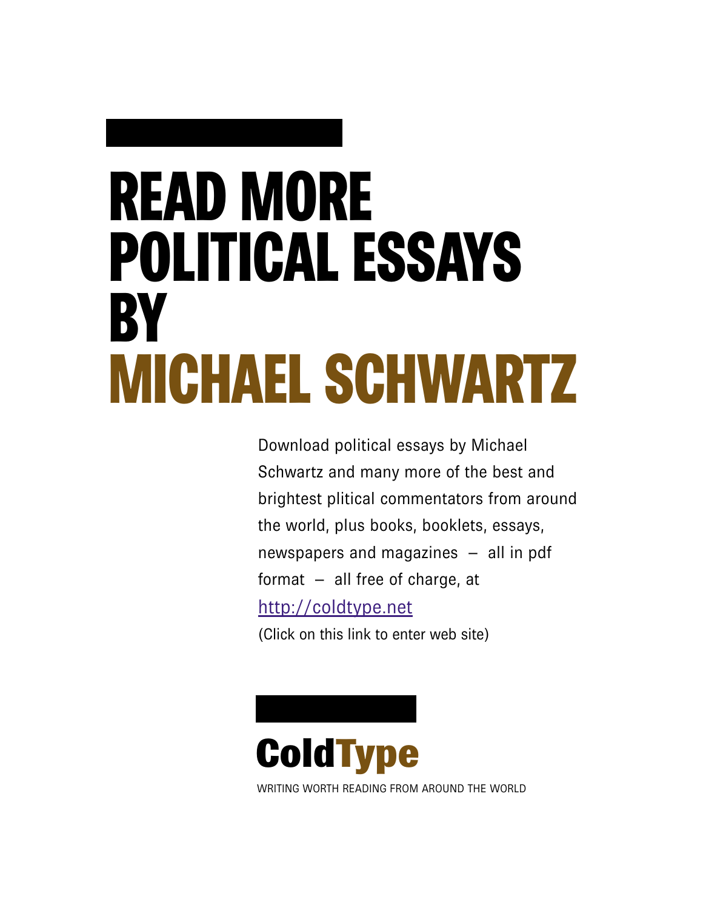# READ MORE POLITICAL ESSAYS BY MICHAEL SCHWARTZ

Download political essays by Michael Schwartz and many more of the best and brightest plitical commentators from around the world, plus books, booklets, essays, newspapers and magazines – all in pdf format – all free of charge, at

http://coldtype.net

(Click on this link to enter web site)

**ColdType**

WRITING WORTH READING FROM AROUND THE WORLD